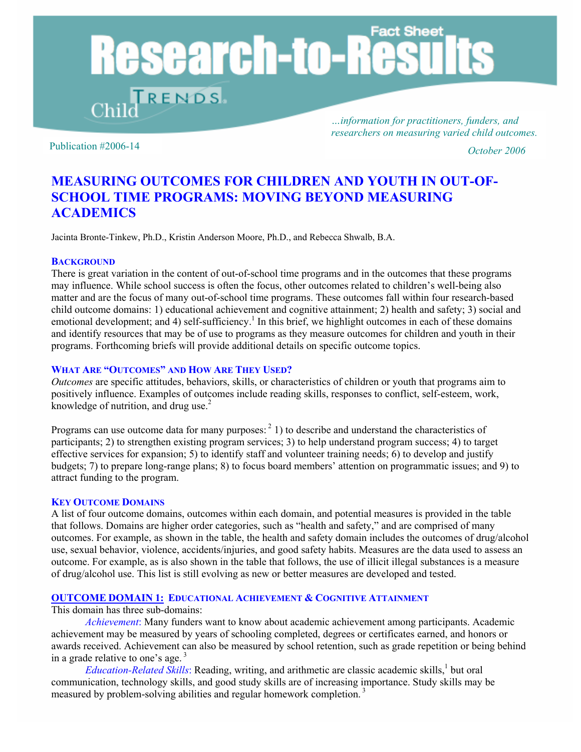# Research-to-Results

Fact Sheet

Child Trends

*...information for practitioners, funders, and researchers on measuring varied child outcomes.*

Publication #2006-14

*October 2006*

## MEASURING OUTCOMES FOR CHILDREN AND YOUTH IN OUT-OF-SCHOOL TIME PROGRAMS: MOVING BEYOND MEASURING ACADEMICS

Jacinta Bronte-Tinkew, Ph.D., Kristin Anderson Moore, Ph.D., and Rebecca Shwalb, B.A.

### BACKGROUND

There is great variation in the content of out-of-school time programs and in the outcomes that these programs may influence. While school success is often the focus, other outcomes related to children's well-being also matter and are the focus of many out-of-school time programs. These outcomes fall within four research-based child outcome domains: 1) educational achievement and cognitive attainment; 2) health and safety; 3) social and emotional development; and 4) self-sufficiency.[1] In this brief, we highlight outcomes in each of these domains and identify resources that may be of use to programs as they measure outcomes for children and youth in their programs. Forthcoming briefs will provide additional details on specific outcome topics.

### WHAT ARE "OUTCOMES" AND HOW ARE THEY USED?

*Outcomes* are specific attitudes, behaviors, skills, or characteristics of children or youth that programs aim to positively influence. Examples of outcomes include reading skills, responses to conflict, self-esteem, work, knowledge of nutrition, and drug use.[2]

Programs can use outcome data for many purposes:[2] 1) to describe and understand the characteristics of participants; 2) to strengthen existing program services; 3) to help understand program success; 4) to target effective services for expansion; 5) to identify staff and volunteer training needs; 6) to develop and justify budgets; 7) to prepare long-range plans; 8) to focus board members' attention on programmatic issues; and 9) to attract funding to the program.

### KEY OUTCOME DOMAINS

A list of four outcome domains, outcomes within each domain, and potential measures is provided in the table that follows. Domains are higher order categories, such as "health and safety," and are comprised of many outcomes. For example, as shown in the table, the health and safety domain includes the outcomes of drug/alcohol use, sexual behavior, violence, accidents/injuries, and good safety habits. Measures are the data used to assess an outcome. For example, as is also shown in the table that follows, the use of illicit illegal substances is a measure of drug/alcohol use. This list is still evolving as new or better measures are developed and tested.

### OUTCOME DOMAIN 1: EDUCATIONAL ACHIEVEMENT & COGNITIVE ATTAINMENT

This domain has three sub-domains:

*Achievement*: Many funders want to know about academic achievement among participants. Academic achievement may be measured by years of schooling completed, degrees or certificates earned, and honors or awards received. Achievement can also be measured by school retention, such as grade repetition or being behind in a grade relative to one's age.[3]

*Education-Related Skills*: Reading, writing, and arithmetic are classic academic skills,[1] but oral communication, technology skills, and good study skills are of increasing importance. Study skills may be measured by problem-solving abilities and regular homework completion.[3]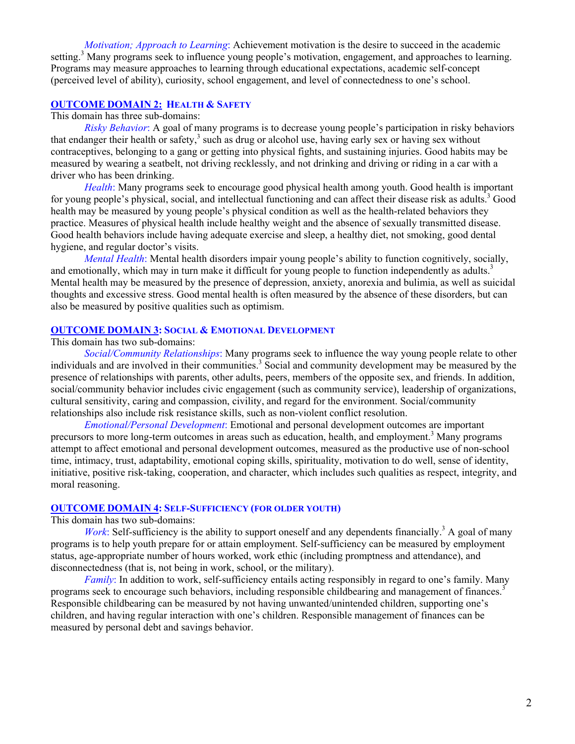*Motivation; Approach to Learning*: Achievement motivation is the desire to succeed in the academic setting.[3] Many programs seek to influence young people's motivation, engagement, and approaches to learning. Programs may measure approaches to learning through educational expectations, academic self-concept (perceived level of ability), curiosity, school engagement, and level of connectedness to one's school.

## OUTCOME DOMAIN 2: HEALTH & SAFETY

This domain has three sub-domains:

*Risky Behavior*: A goal of many programs is to decrease young people's participation in risky behaviors that endanger their health or safety,[3] such as drug or alcohol use, having early sex or having sex without contraceptives, belonging to a gang or getting into physical fights, and sustaining injuries. Good habits may be measured by wearing a seatbelt, not driving recklessly, and not drinking and driving or riding in a car with a driver who has been drinking.

*Health*: Many programs seek to encourage good physical health among youth. Good health is important for young people's physical, social, and intellectual functioning and can affect their disease risk as adults.[3] Good health may be measured by young people's physical condition as well as the health-related behaviors they practice. Measures of physical health include healthy weight and the absence of sexually transmitted disease. Good health behaviors include having adequate exercise and sleep, a healthy diet, not smoking, good dental hygiene, and regular doctor's visits.

*Mental Health*: Mental health disorders impair young people's ability to function cognitively, socially, and emotionally, which may in turn make it difficult for young people to function independently as adults.[3] Mental health may be measured by the presence of depression, anxiety, anorexia and bulimia, as well as suicidal thoughts and excessive stress. Good mental health is often measured by the absence of these disorders, but can also be measured by positive qualities such as optimism.

## OUTCOME DOMAIN 3: SOCIAL & EMOTIONAL DEVELOPMENT

This domain has two sub-domains:

*Social/Community Relationships*: Many programs seek to influence the way young people relate to other individuals and are involved in their communities.[3] Social and community development may be measured by the presence of relationships with parents, other adults, peers, members of the opposite sex, and friends. In addition, social/community behavior includes civic engagement (such as community service), leadership of organizations, cultural sensitivity, caring and compassion, civility, and regard for the environment. Social/community relationships also include risk resistance skills, such as non-violent conflict resolution.

*Emotional/Personal Development*: Emotional and personal development outcomes are important precursors to more long-term outcomes in areas such as education, health, and employment.[3] Many programs attempt to affect emotional and personal development outcomes, measured as the productive use of non-school time, intimacy, trust, adaptability, emotional coping skills, spirituality, motivation to do well, sense of identity, initiative, positive risk-taking, cooperation, and character, which includes such qualities as respect, integrity, and moral reasoning.

## OUTCOME DOMAIN 4: SELF-SUFFICIENCY (FOR OLDER YOUTH)

This domain has two sub-domains:

*Work*: Self-sufficiency is the ability to support oneself and any dependents financially.[3] A goal of many programs is to help youth prepare for or attain employment. Self-sufficiency can be measured by employment status, age-appropriate number of hours worked, work ethic (including promptness and attendance), and disconnectedness (that is, not being in work, school, or the military).

*Family*: In addition to work, self-sufficiency entails acting responsibly in regard to one's family. Many programs seek to encourage such behaviors, including responsible childbearing and management of finances.[3] Responsible childbearing can be measured by not having unwanted/unintended children, supporting one's children, and having regular interaction with one's children. Responsible management of finances can be measured by personal debt and savings behavior.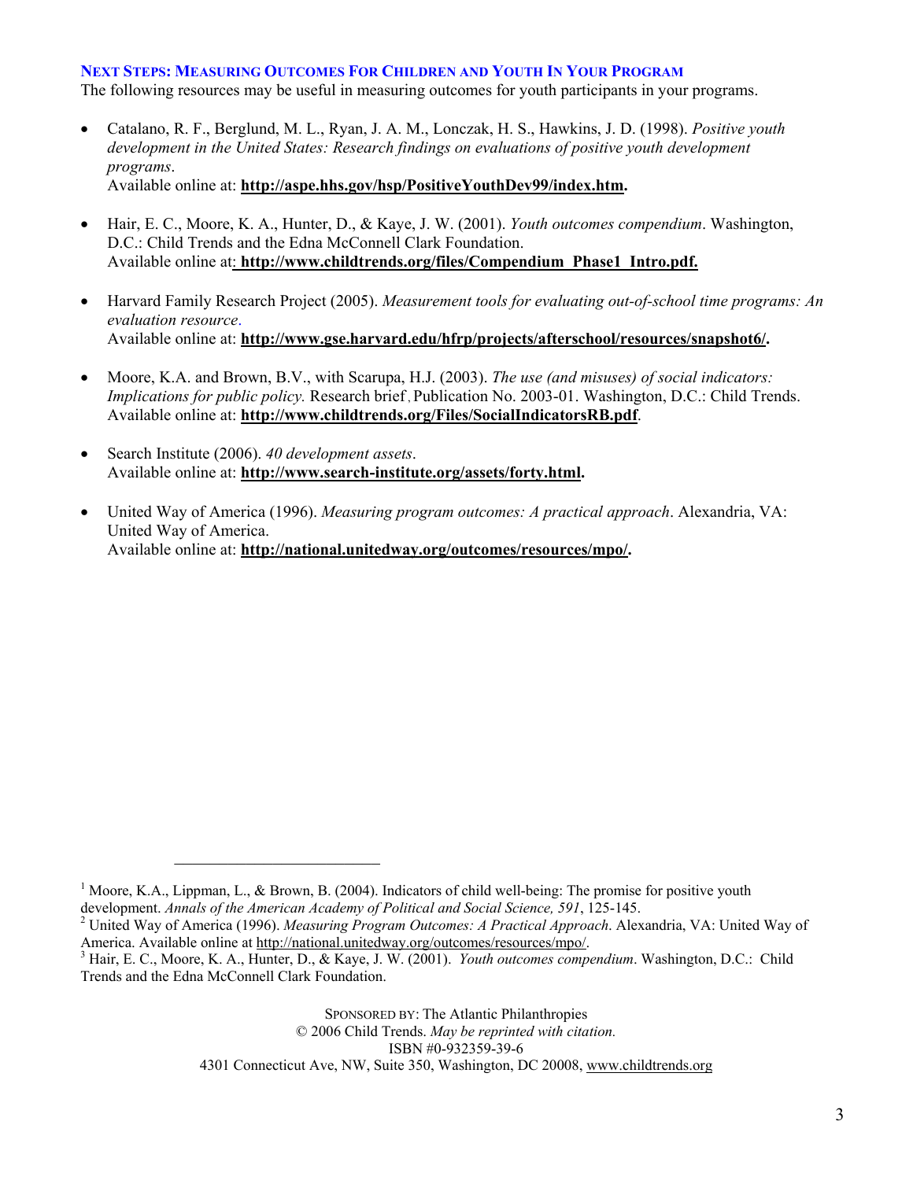## Next Steps: Measuring Outcomes For Children and Youth In Your Program

The following resources may be useful in measuring outcomes for youth participants in your programs.

- Catalano, R. F., Berglund, M. L., Ryan, J. A. M., Lonczak, H. S., Hawkins, J. D. (1998). *Positive youth development in the United States: Research findings on evaluations of positive youth development programs*.
  Available online at: **http://aspe.hhs.gov/hsp/PositiveYouthDev99/index.htm.**

- Hair, E. C., Moore, K. A., Hunter, D., & Kaye, J. W. (2001). *Youth outcomes compendium*. Washington, D.C.: Child Trends and the Edna McConnell Clark Foundation.
  Available online at: **http://www.childtrends.org/files/Compendium_Phase1_Intro.pdf.**

- Harvard Family Research Project (2005). *Measurement tools for evaluating out-of-school time programs: An evaluation resource*.
  Available online at: **http://www.gse.harvard.edu/hfrp/projects/afterschool/resources/snapshot6/.**

- Moore, K.A. and Brown, B.V., with Scarupa, H.J. (2003). *The use (and misuses) of social indicators: Implications for public policy.* Research brief, Publication No. 2003-01. Washington, D.C.: Child Trends.
  Available online at: **http://www.childtrends.org/Files/SocialIndicatorsRB.pdf**.

- Search Institute (2006). *40 development assets*.
  Available online at: **http://www.search-institute.org/assets/forty.html.**

- United Way of America (1996). *Measuring program outcomes: A practical approach*. Alexandria, VA: United Way of America.
  Available online at: **http://national.unitedway.org/outcomes/resources/mpo/.**

---

[1] Moore, K.A., Lippman, L., & Brown, B. (2004). Indicators of child well-being: The promise for positive youth development. *Annals of the American Academy of Political and Social Science, 591*, 125-145.

[2] United Way of America (1996). *Measuring Program Outcomes: A Practical Approach*. Alexandria, VA: United Way of America. Available online at http://national.unitedway.org/outcomes/resources/mpo/.

[3] Hair, E. C., Moore, K. A., Hunter, D., & Kaye, J. W. (2001). *Youth outcomes compendium*. Washington, D.C.: Child Trends and the Edna McConnell Clark Foundation.

Sponsored by: The Atlantic Philanthropies
© 2006 Child Trends. *May be reprinted with citation.*
ISBN #0-932359-39-6
4301 Connecticut Ave, NW, Suite 350, Washington, DC 20008, www.childtrends.org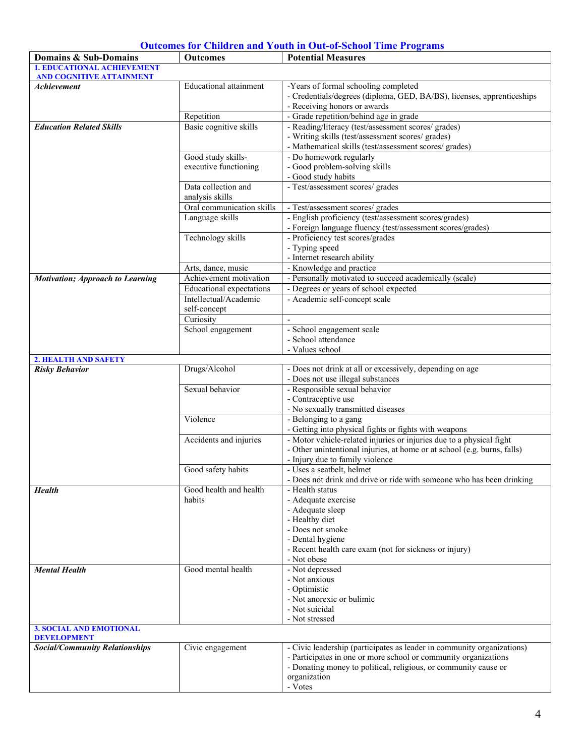## Outcomes for Children and Youth in Out-of-School Time Programs

| Domains & Sub-Domains | Outcomes | Potential Measures |
|---|---|---|
| **1. EDUCATIONAL ACHIEVEMENT AND COGNITIVE ATTAINMENT** | | |
| ***Achievement*** | Educational attainment | -Years of formal schooling completed<br>- Credentials/degrees (diploma, GED, BA/BS), licenses, apprenticeships<br>- Receiving honors or awards |
| | Repetition | - Grade repetition/behind age in grade |
| ***Education Related Skills*** | Basic cognitive skills | - Reading/literacy (test/assessment scores/ grades)<br>- Writing skills (test/assessment scores/ grades)<br>- Mathematical skills (test/assessment scores/ grades) |
| | Good study skills-executive functioning | - Do homework regularly<br>- Good problem-solving skills<br>- Good study habits |
| | Data collection and analysis skills | - Test/assessment scores/ grades |
| | Oral communication skills | - Test/assessment scores/ grades |
| | Language skills | - English proficiency (test/assessment scores/grades)<br>- Foreign language fluency (test/assessment scores/grades) |
| | Technology skills | - Proficiency test scores/grades<br>- Typing speed<br>- Internet research ability |
| | Arts, dance, music | - Knowledge and practice |
| ***Motivation; Approach to Learning*** | Achievement motivation | - Personally motivated to succeed academically (scale) |
| | Educational expectations | - Degrees or years of school expected |
| | Intellectual/Academic self-concept | - Academic self-concept scale |
| | Curiosity | - |
| | School engagement | - School engagement scale<br>- School attendance<br>- Values school |
| **2. HEALTH AND SAFETY** | | |
| ***Risky Behavior*** | Drugs/Alcohol | - Does not drink at all or excessively, depending on age<br>- Does not use illegal substances |
| | Sexual behavior | - Responsible sexual behavior<br>- Contraceptive use<br>- No sexually transmitted diseases |
| | Violence | - Belonging to a gang<br>- Getting into physical fights or fights with weapons |
| | Accidents and injuries | - Motor vehicle-related injuries or injuries due to a physical fight<br>- Other unintentional injuries, at home or at school (e.g. burns, falls)<br>- Injury due to family violence |
| | Good safety habits | - Uses a seatbelt, helmet<br>- Does not drink and drive or ride with someone who has been drinking |
| ***Health*** | Good health and health habits | - Health status<br>- Adequate exercise<br>- Adequate sleep<br>- Healthy diet<br>- Does not smoke<br>- Dental hygiene<br>- Recent health care exam (not for sickness or injury)<br>- Not obese |
| ***Mental Health*** | Good mental health | - Not depressed<br>- Not anxious<br>- Optimistic<br>- Not anorexic or bulimic<br>- Not suicidal<br>- Not stressed |
| **3. SOCIAL AND EMOTIONAL DEVELOPMENT** | | |
| ***Social/Community Relationships*** | Civic engagement | - Civic leadership (participates as leader in community organizations)<br>- Participates in one or more school or community organizations<br>- Donating money to political, religious, or community cause or organization<br>- Votes |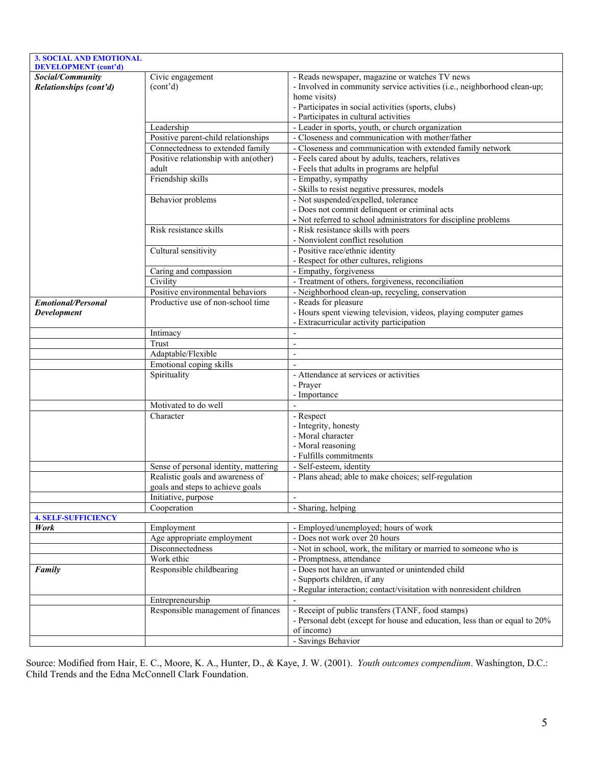| | | |
|---|---|---|
| **3. SOCIAL AND EMOTIONAL DEVELOPMENT (cont'd)** | | |
| ***Social/Community Relationships (cont'd)*** | Civic engagement (cont'd) | - Reads newspaper, magazine or watches TV news<br>- Involved in community service activities (i.e., neighborhood clean-up; home visits)<br>- Participates in social activities (sports, clubs)<br>- Participates in cultural activities |
| | Leadership | - Leader in sports, youth, or church organization |
| | Positive parent-child relationships | - Closeness and communication with mother/father |
| | Connectedness to extended family | - Closeness and communication with extended family network |
| | Positive relationship with an(other) adult | - Feels cared about by adults, teachers, relatives<br>- Feels that adults in programs are helpful |
| | Friendship skills | - Empathy, sympathy<br>- Skills to resist negative pressures, models |
| | Behavior problems | - Not suspended/expelled, tolerance<br>- Does not commit delinquent or criminal acts<br>- Not referred to school administrators for discipline problems |
| | Risk resistance skills | - Risk resistance skills with peers<br>- Nonviolent conflict resolution |
| | Cultural sensitivity | - Positive race/ethnic identity<br>- Respect for other cultures, religions |
| | Caring and compassion | - Empathy, forgiveness |
| | Civility | - Treatment of others, forgiveness, reconciliation |
| | Positive environmental behaviors | - Neighborhood clean-up, recycling, conservation |
| ***Emotional/Personal Development*** | Productive use of non-school time | - Reads for pleasure<br>- Hours spent viewing television, videos, playing computer games<br>- Extracurricular activity participation |
| | Intimacy | - |
| | Trust | - |
| | Adaptable/Flexible | - |
| | Emotional coping skills | - |
| | Spirituality | - Attendance at services or activities<br>- Prayer<br>- Importance |
| | Motivated to do well | - |
| | Character | - Respect<br>- Integrity, honesty<br>- Moral character<br>- Moral reasoning<br>- Fulfills commitments |
| | Sense of personal identity, mattering | - Self-esteem, identity |
| | Realistic goals and awareness of goals and steps to achieve goals | - Plans ahead; able to make choices; self-regulation |
| | Initiative, purpose | - |
| | Cooperation | - Sharing, helping |
| **4. SELF-SUFFICIENCY** | | |
| ***Work*** | Employment | - Employed/unemployed; hours of work |
| | Age appropriate employment | - Does not work over 20 hours |
| | Disconnectedness | - Not in school, work, the military or married to someone who is |
| | Work ethic | - Promptness, attendance |
| ***Family*** | Responsible childbearing | - Does not have an unwanted or unintended child<br>- Supports children, if any<br>- Regular interaction; contact/visitation with nonresident children |
| | Entrepreneurship | - |
| | Responsible management of finances | - Receipt of public transfers (TANF, food stamps)<br>- Personal debt (except for house and education, less than or equal to 20% of income) |
| | | - Savings Behavior |

Source: Modified from Hair, E. C., Moore, K. A., Hunter, D., & Kaye, J. W. (2001). *Youth outcomes compendium*. Washington, D.C.: Child Trends and the Edna McConnell Clark Foundation.